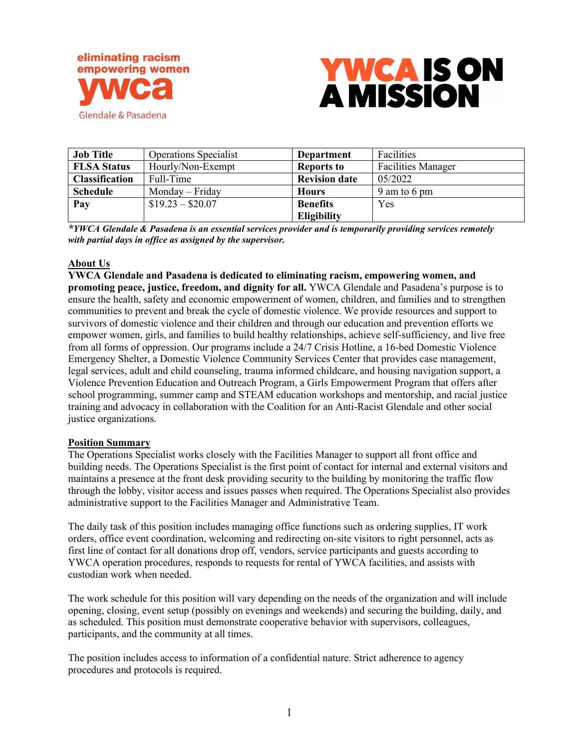eliminating racism
empowering women
ywca
Glendale & Pasadena

YWCA IS ON A MISSION

| **Job Title** | Operations Specialist | **Department** | Facilities |
|---|---|---|---|
| **FLSA Status** | Hourly/Non-Exempt | **Reports to** | Facilities Manager |
| **Classification** | Full-Time | **Revision date** | 05/2022 |
| **Schedule** | Monday – Friday | **Hours** | 9 am to 6 pm |
| **Pay** | $19.23 – $20.07 | **Benefits Eligibility** | Yes |

***YWCA Glendale & Pasadena is an essential services provider and is temporarily providing services remotely with partial days in office as assigned by the supervisor.***

## About Us

**YWCA Glendale and Pasadena is dedicated to eliminating racism, empowering women, and promoting peace, justice, freedom, and dignity for all.** YWCA Glendale and Pasadena's purpose is to ensure the health, safety and economic empowerment of women, children, and families and to strengthen communities to prevent and break the cycle of domestic violence. We provide resources and support to survivors of domestic violence and their children and through our education and prevention efforts we empower women, girls, and families to build healthy relationships, achieve self-sufficiency, and live free from all forms of oppression. Our programs include a 24/7 Crisis Hotline, a 16-bed Domestic Violence Emergency Shelter, a Domestic Violence Community Services Center that provides case management, legal services, adult and child counseling, trauma informed childcare, and housing navigation support, a Violence Prevention Education and Outreach Program, a Girls Empowerment Program that offers after school programming, summer camp and STEAM education workshops and mentorship, and racial justice training and advocacy in collaboration with the Coalition for an Anti-Racist Glendale and other social justice organizations.

## Position Summary

The Operations Specialist works closely with the Facilities Manager to support all front office and building needs. The Operations Specialist is the first point of contact for internal and external visitors and maintains a presence at the front desk providing security to the building by monitoring the traffic flow through the lobby, visitor access and issues passes when required. The Operations Specialist also provides administrative support to the Facilities Manager and Administrative Team.

The daily task of this position includes managing office functions such as ordering supplies, IT work orders, office event coordination, welcoming and redirecting on-site visitors to right personnel, acts as first line of contact for all donations drop off, vendors, service participants and guests according to YWCA operation procedures, responds to requests for rental of YWCA facilities, and assists with custodian work when needed.

The work schedule for this position will vary depending on the needs of the organization and will include opening, closing, event setup (possibly on evenings and weekends) and securing the building, daily, and as scheduled. This position must demonstrate cooperative behavior with supervisors, colleagues, participants, and the community at all times.

The position includes access to information of a confidential nature. Strict adherence to agency procedures and protocols is required.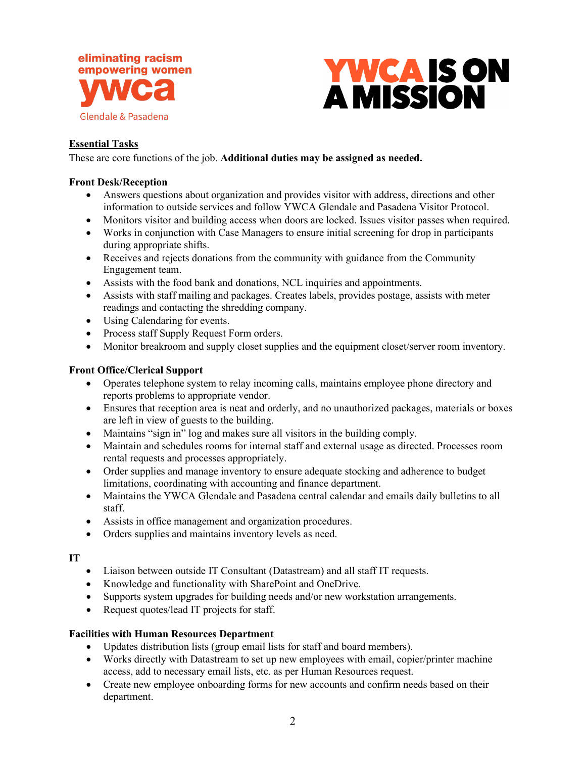## Essential Tasks

These are core functions of the job. **Additional duties may be assigned as needed.**

### Front Desk/Reception

- Answers questions about organization and provides visitor with address, directions and other information to outside services and follow YWCA Glendale and Pasadena Visitor Protocol.
- Monitors visitor and building access when doors are locked. Issues visitor passes when required.
- Works in conjunction with Case Managers to ensure initial screening for drop in participants during appropriate shifts.
- Receives and rejects donations from the community with guidance from the Community Engagement team.
- Assists with the food bank and donations, NCL inquiries and appointments.
- Assists with staff mailing and packages. Creates labels, provides postage, assists with meter readings and contacting the shredding company.
- Using Calendaring for events.
- Process staff Supply Request Form orders.
- Monitor breakroom and supply closet supplies and the equipment closet/server room inventory.

### Front Office/Clerical Support

- Operates telephone system to relay incoming calls, maintains employee phone directory and reports problems to appropriate vendor.
- Ensures that reception area is neat and orderly, and no unauthorized packages, materials or boxes are left in view of guests to the building.
- Maintains "sign in" log and makes sure all visitors in the building comply.
- Maintain and schedules rooms for internal staff and external usage as directed. Processes room rental requests and processes appropriately.
- Order supplies and manage inventory to ensure adequate stocking and adherence to budget limitations, coordinating with accounting and finance department.
- Maintains the YWCA Glendale and Pasadena central calendar and emails daily bulletins to all staff.
- Assists in office management and organization procedures.
- Orders supplies and maintains inventory levels as need.

### IT

- Liaison between outside IT Consultant (Datastream) and all staff IT requests.
- Knowledge and functionality with SharePoint and OneDrive.
- Supports system upgrades for building needs and/or new workstation arrangements.
- Request quotes/lead IT projects for staff.

### Facilities with Human Resources Department

- Updates distribution lists (group email lists for staff and board members).
- Works directly with Datastream to set up new employees with email, copier/printer machine access, add to necessary email lists, etc. as per Human Resources request.
- Create new employee onboarding forms for new accounts and confirm needs based on their department.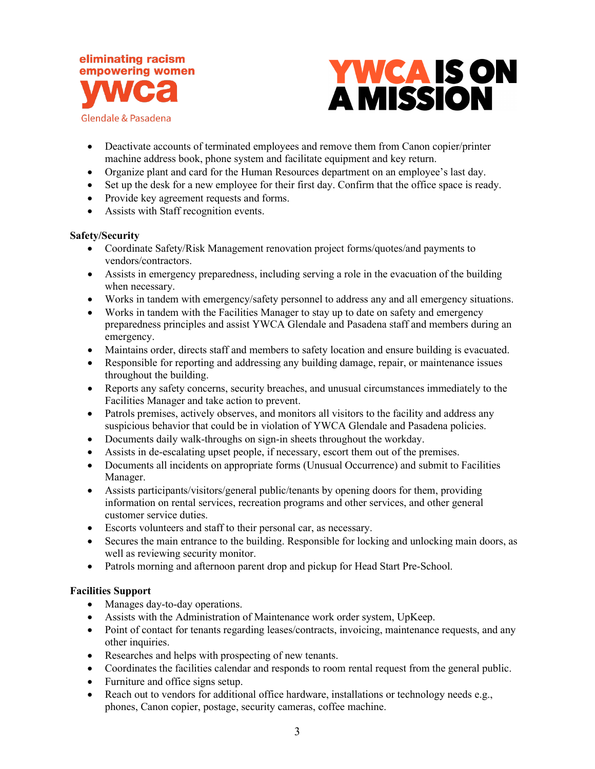- Deactivate accounts of terminated employees and remove them from Canon copier/printer machine address book, phone system and facilitate equipment and key return.
- Organize plant and card for the Human Resources department on an employee's last day.
- Set up the desk for a new employee for their first day. Confirm that the office space is ready.
- Provide key agreement requests and forms.
- Assists with Staff recognition events.

**Safety/Security**

- Coordinate Safety/Risk Management renovation project forms/quotes/and payments to vendors/contractors.
- Assists in emergency preparedness, including serving a role in the evacuation of the building when necessary.
- Works in tandem with emergency/safety personnel to address any and all emergency situations.
- Works in tandem with the Facilities Manager to stay up to date on safety and emergency preparedness principles and assist YWCA Glendale and Pasadena staff and members during an emergency.
- Maintains order, directs staff and members to safety location and ensure building is evacuated.
- Responsible for reporting and addressing any building damage, repair, or maintenance issues throughout the building.
- Reports any safety concerns, security breaches, and unusual circumstances immediately to the Facilities Manager and take action to prevent.
- Patrols premises, actively observes, and monitors all visitors to the facility and address any suspicious behavior that could be in violation of YWCA Glendale and Pasadena policies.
- Documents daily walk-throughs on sign-in sheets throughout the workday.
- Assists in de-escalating upset people, if necessary, escort them out of the premises.
- Documents all incidents on appropriate forms (Unusual Occurrence) and submit to Facilities Manager.
- Assists participants/visitors/general public/tenants by opening doors for them, providing information on rental services, recreation programs and other services, and other general customer service duties.
- Escorts volunteers and staff to their personal car, as necessary.
- Secures the main entrance to the building. Responsible for locking and unlocking main doors, as well as reviewing security monitor.
- Patrols morning and afternoon parent drop and pickup for Head Start Pre-School.

**Facilities Support**

- Manages day-to-day operations.
- Assists with the Administration of Maintenance work order system, UpKeep.
- Point of contact for tenants regarding leases/contracts, invoicing, maintenance requests, and any other inquiries.
- Researches and helps with prospecting of new tenants.
- Coordinates the facilities calendar and responds to room rental request from the general public.
- Furniture and office signs setup.
- Reach out to vendors for additional office hardware, installations or technology needs e.g., phones, Canon copier, postage, security cameras, coffee machine.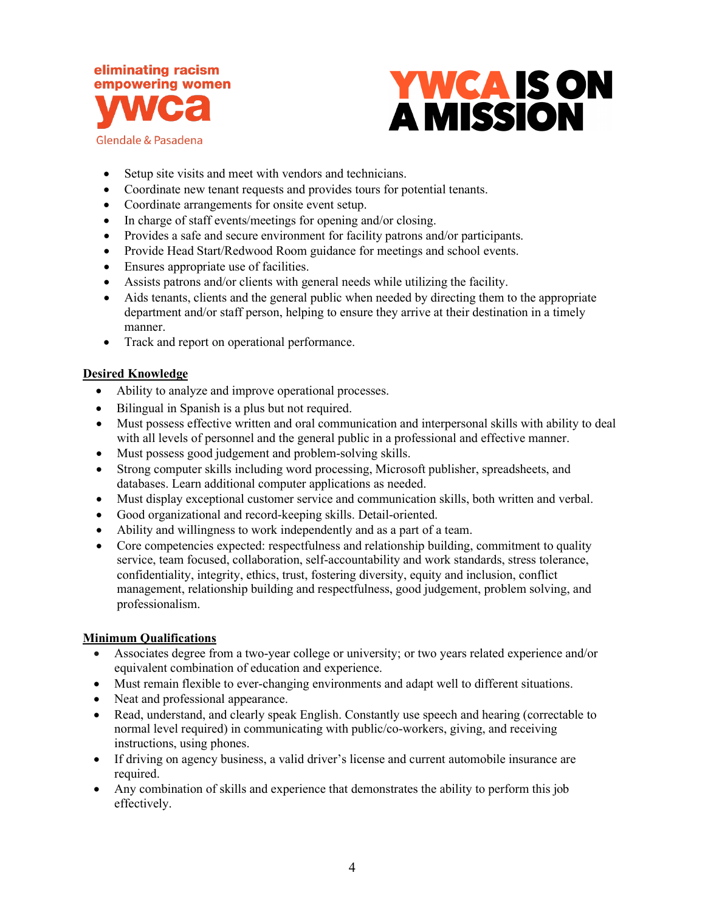- Setup site visits and meet with vendors and technicians.
- Coordinate new tenant requests and provides tours for potential tenants.
- Coordinate arrangements for onsite event setup.
- In charge of staff events/meetings for opening and/or closing.
- Provides a safe and secure environment for facility patrons and/or participants.
- Provide Head Start/Redwood Room guidance for meetings and school events.
- Ensures appropriate use of facilities.
- Assists patrons and/or clients with general needs while utilizing the facility.
- Aids tenants, clients and the general public when needed by directing them to the appropriate department and/or staff person, helping to ensure they arrive at their destination in a timely manner.
- Track and report on operational performance.

**Desired Knowledge**

- Ability to analyze and improve operational processes.
- Bilingual in Spanish is a plus but not required.
- Must possess effective written and oral communication and interpersonal skills with ability to deal with all levels of personnel and the general public in a professional and effective manner.
- Must possess good judgement and problem-solving skills.
- Strong computer skills including word processing, Microsoft publisher, spreadsheets, and databases. Learn additional computer applications as needed.
- Must display exceptional customer service and communication skills, both written and verbal.
- Good organizational and record-keeping skills. Detail-oriented.
- Ability and willingness to work independently and as a part of a team.
- Core competencies expected: respectfulness and relationship building, commitment to quality service, team focused, collaboration, self-accountability and work standards, stress tolerance, confidentiality, integrity, ethics, trust, fostering diversity, equity and inclusion, conflict management, relationship building and respectfulness, good judgement, problem solving, and professionalism.

**Minimum Qualifications**

- Associates degree from a two-year college or university; or two years related experience and/or equivalent combination of education and experience.
- Must remain flexible to ever-changing environments and adapt well to different situations.
- Neat and professional appearance.
- Read, understand, and clearly speak English. Constantly use speech and hearing (correctable to normal level required) in communicating with public/co-workers, giving, and receiving instructions, using phones.
- If driving on agency business, a valid driver's license and current automobile insurance are required.
- Any combination of skills and experience that demonstrates the ability to perform this job effectively.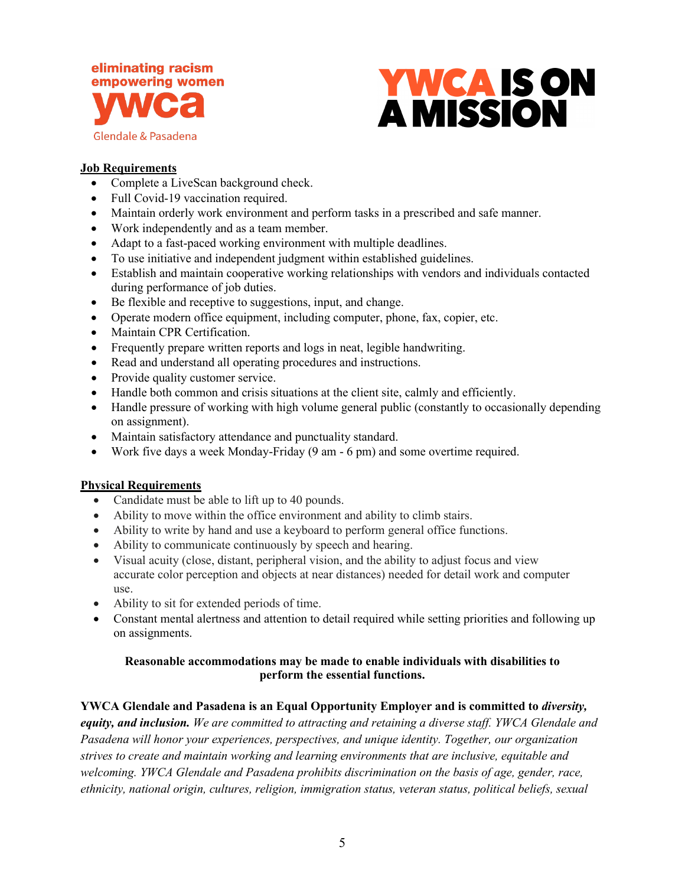## Job Requirements

- Complete a LiveScan background check.
- Full Covid-19 vaccination required.
- Maintain orderly work environment and perform tasks in a prescribed and safe manner.
- Work independently and as a team member.
- Adapt to a fast-paced working environment with multiple deadlines.
- To use initiative and independent judgment within established guidelines.
- Establish and maintain cooperative working relationships with vendors and individuals contacted during performance of job duties.
- Be flexible and receptive to suggestions, input, and change.
- Operate modern office equipment, including computer, phone, fax, copier, etc.
- Maintain CPR Certification.
- Frequently prepare written reports and logs in neat, legible handwriting.
- Read and understand all operating procedures and instructions.
- Provide quality customer service.
- Handle both common and crisis situations at the client site, calmly and efficiently.
- Handle pressure of working with high volume general public (constantly to occasionally depending on assignment).
- Maintain satisfactory attendance and punctuality standard.
- Work five days a week Monday-Friday (9 am - 6 pm) and some overtime required.

## Physical Requirements

- Candidate must be able to lift up to 40 pounds.
- Ability to move within the office environment and ability to climb stairs.
- Ability to write by hand and use a keyboard to perform general office functions.
- Ability to communicate continuously by speech and hearing.
- Visual acuity (close, distant, peripheral vision, and the ability to adjust focus and view accurate color perception and objects at near distances) needed for detail work and computer use.
- Ability to sit for extended periods of time.
- Constant mental alertness and attention to detail required while setting priorities and following up on assignments.

**Reasonable accommodations may be made to enable individuals with disabilities to perform the essential functions.**

**YWCA Glendale and Pasadena is an Equal Opportunity Employer and is committed to *diversity, equity, and inclusion.*** *We are committed to attracting and retaining a diverse staff. YWCA Glendale and Pasadena will honor your experiences, perspectives, and unique identity. Together, our organization strives to create and maintain working and learning environments that are inclusive, equitable and welcoming. YWCA Glendale and Pasadena prohibits discrimination on the basis of age, gender, race, ethnicity, national origin, cultures, religion, immigration status, veteran status, political beliefs, sexual*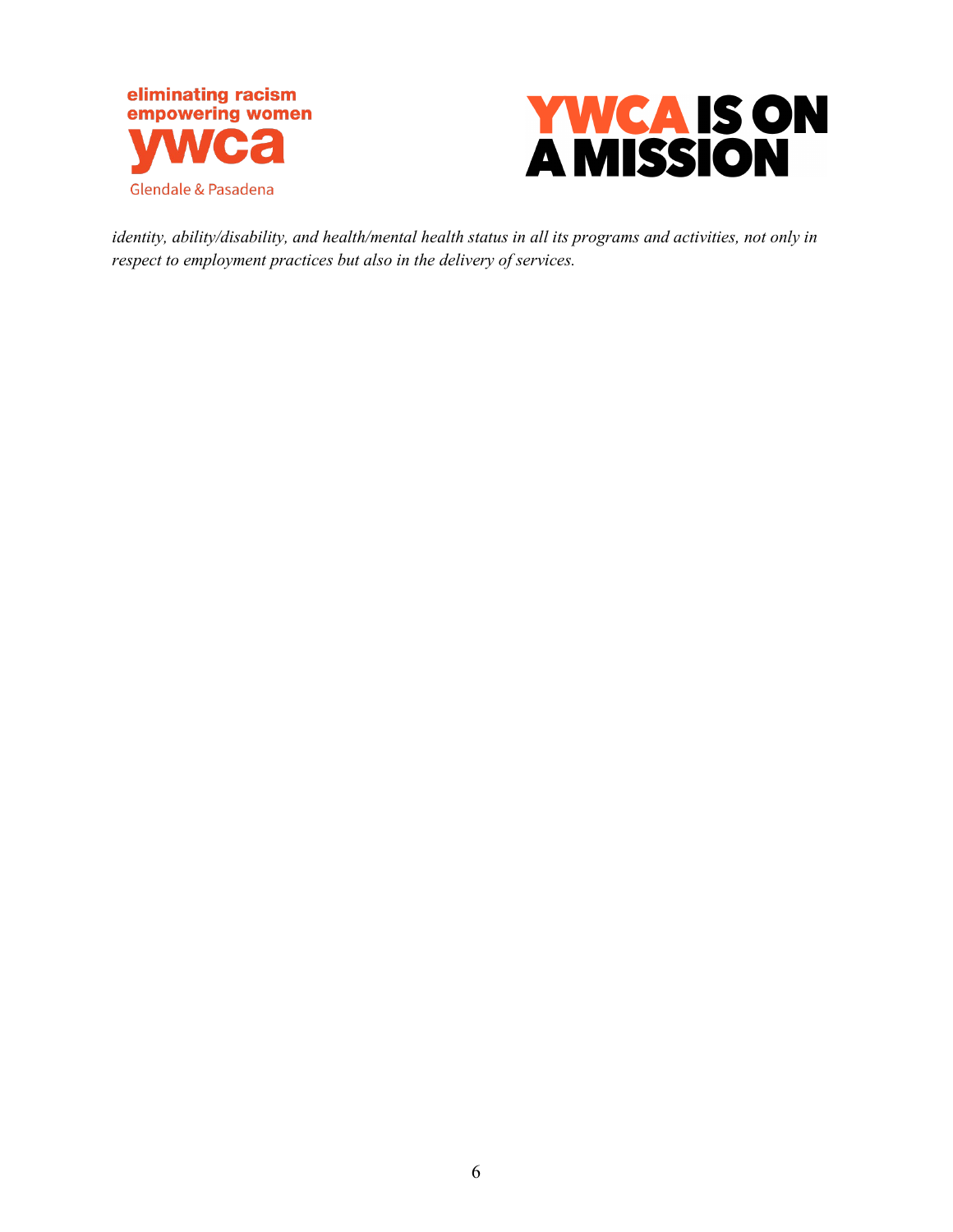*identity, ability/disability, and health/mental health status in all its programs and activities, not only in respect to employment practices but also in the delivery of services.*